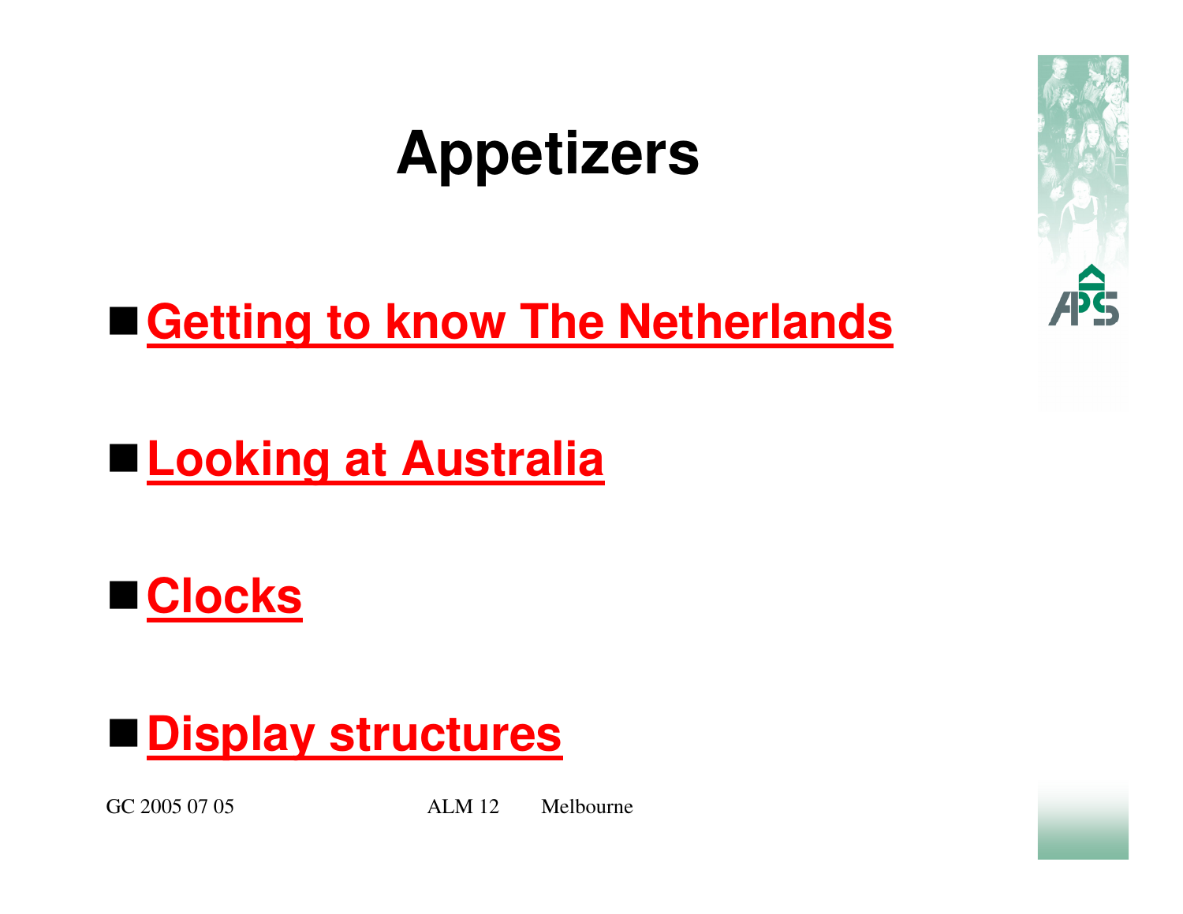# Appetizers

- **Getting to know The Netherlands**
- **Looking at Australia**
- **Clocks**
- **Display structures**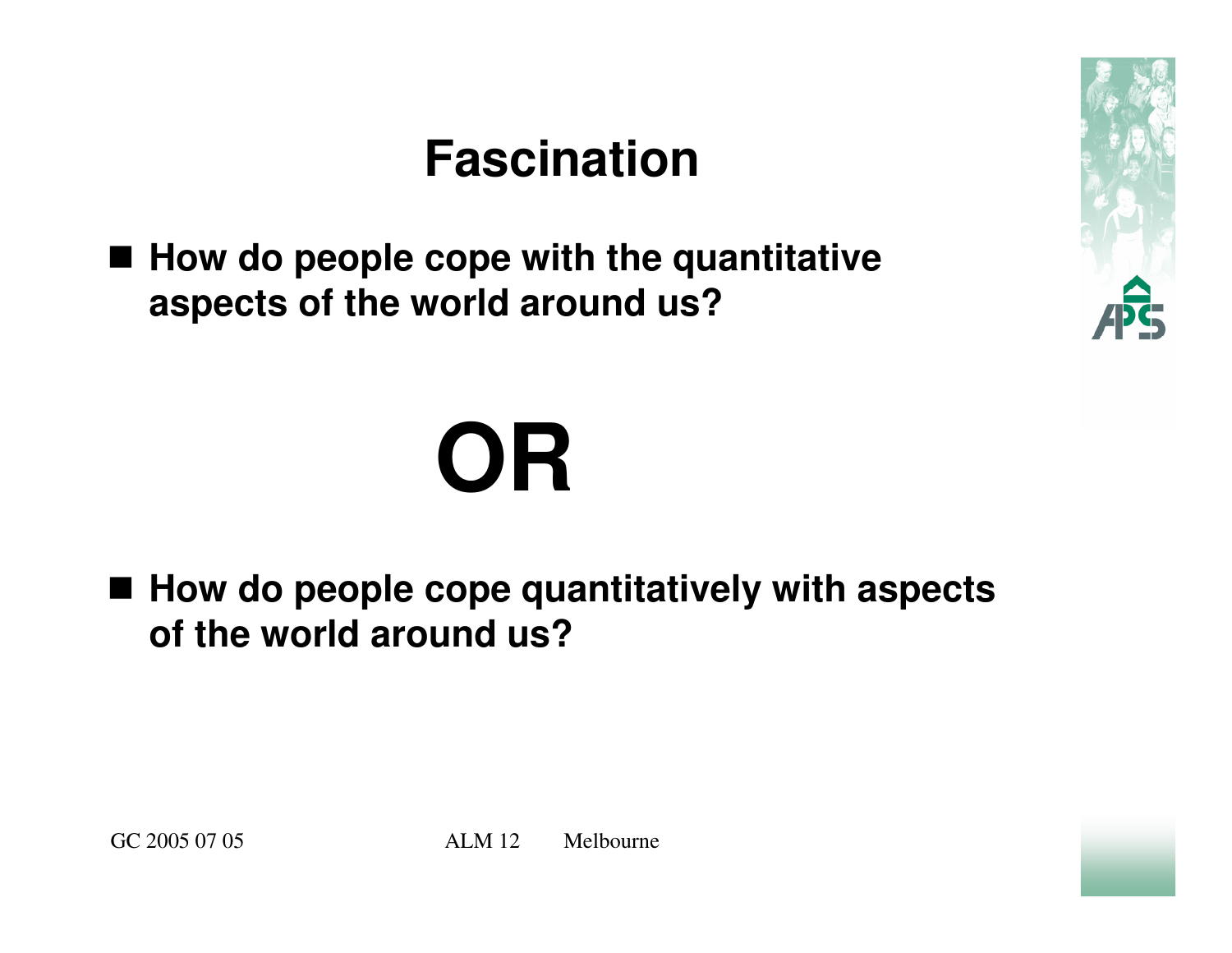# Fascination

- **How do people cope with the quantitative aspects of the world around us?**

# OR

- **How do people cope quantitatively with aspects of the world around us?**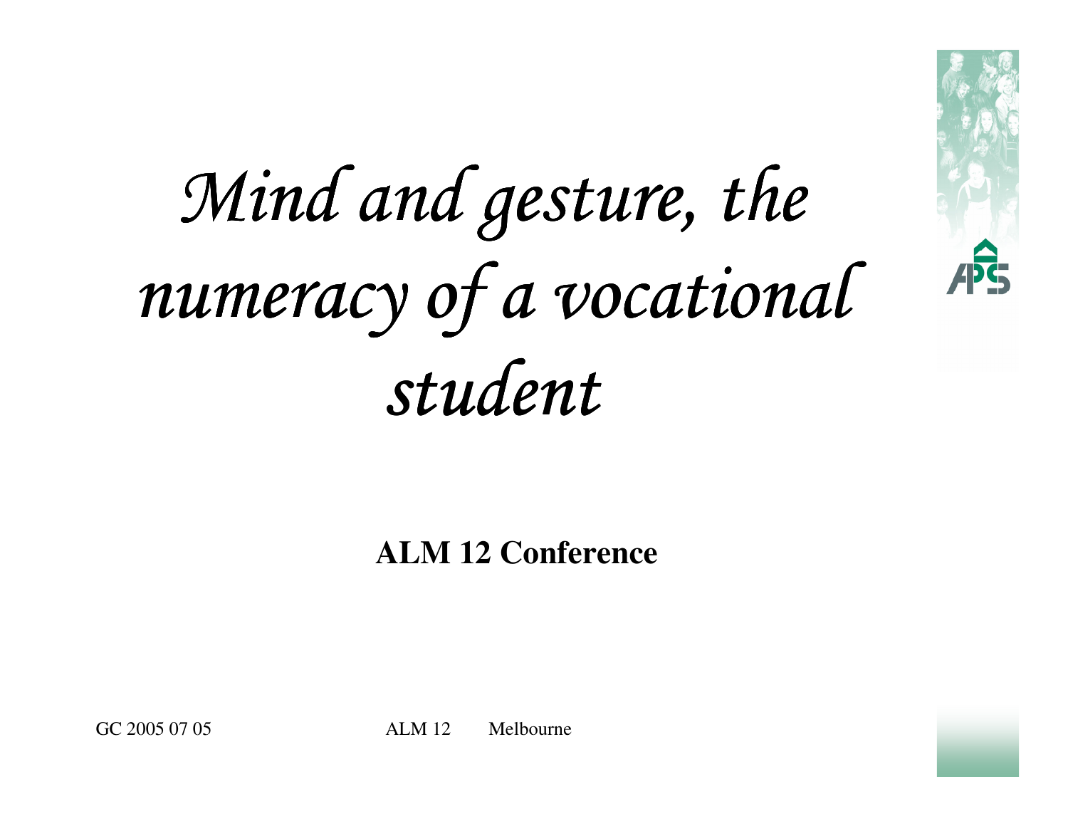# *Mind and gesture, the numeracy of a vocational student*

**ALM 12 Conference**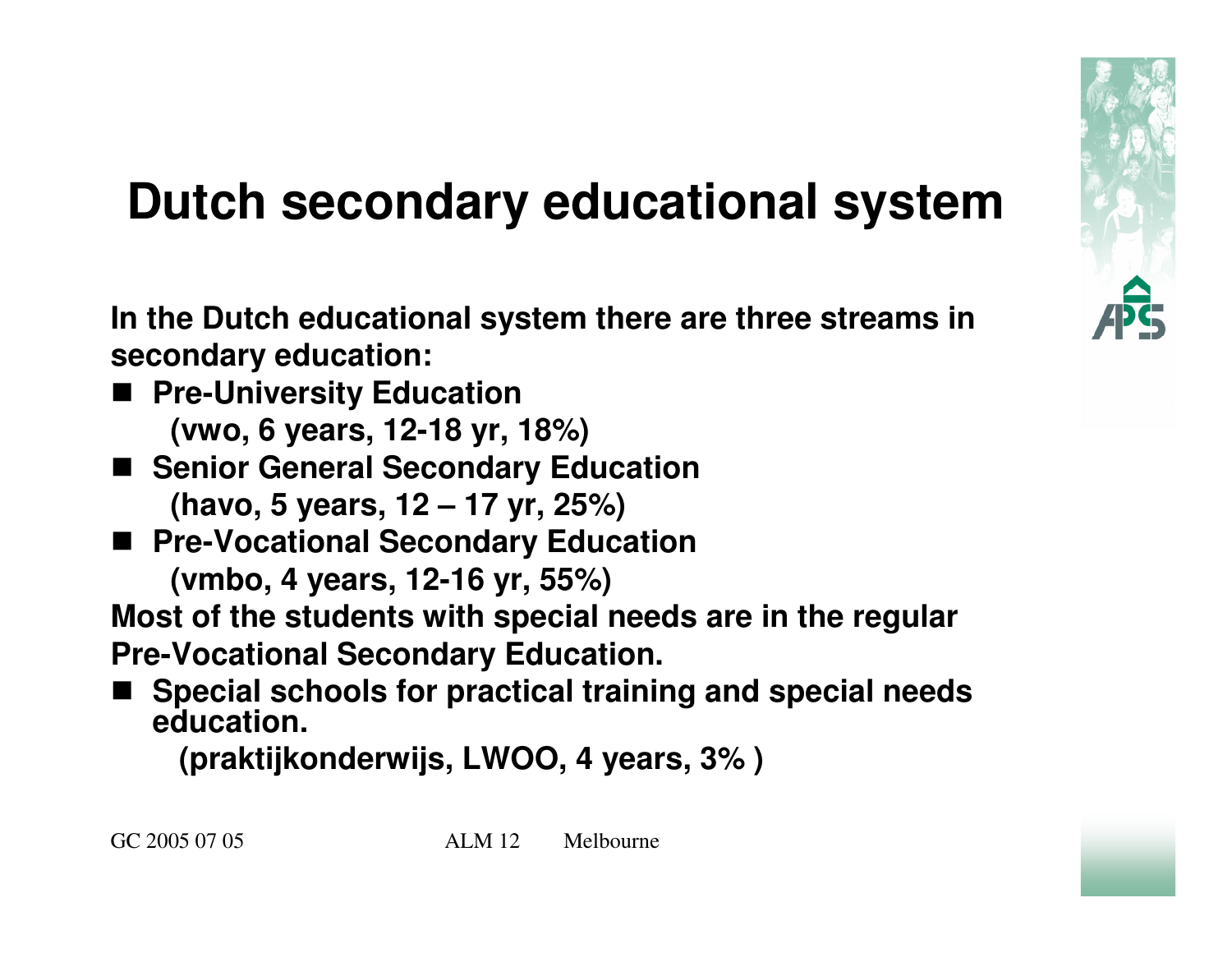# Dutch secondary educational system

**In the Dutch educational system there are three streams in secondary education:**

- **Pre-University Education**
  **(vwo, 6 years, 12-18 yr, 18%)**
- **Senior General Secondary Education**
  **(havo, 5 years, 12 – 17 yr, 25%)**
- **Pre-Vocational Secondary Education**
  **(vmbo, 4 years, 12-16 yr, 55%)**

**Most of the students with special needs are in the regular Pre-Vocational Secondary Education.**

- **Special schools for practical training and special needs education.**
  **(praktijkonderwijs, LWOO, 4 years, 3% )**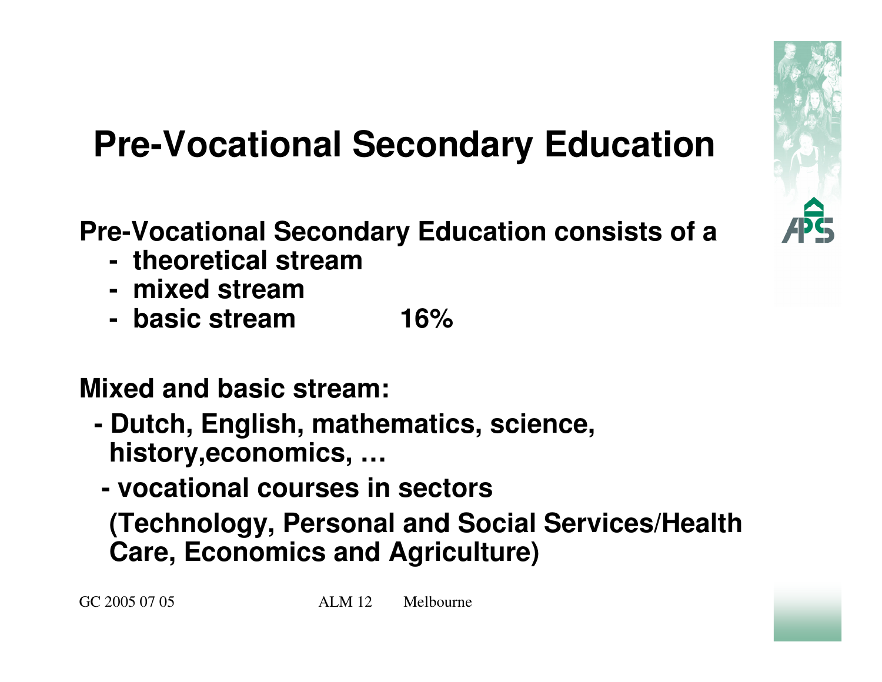# Pre-Vocational Secondary Education

**Pre-Vocational Secondary Education consists of a**

- **theoretical stream**
- **mixed stream**
- **basic stream 16%**

**Mixed and basic stream:**

- **Dutch, English, mathematics, science, history,economics, …**
- **vocational courses in sectors (Technology, Personal and Social Services/Health Care, Economics and Agriculture)**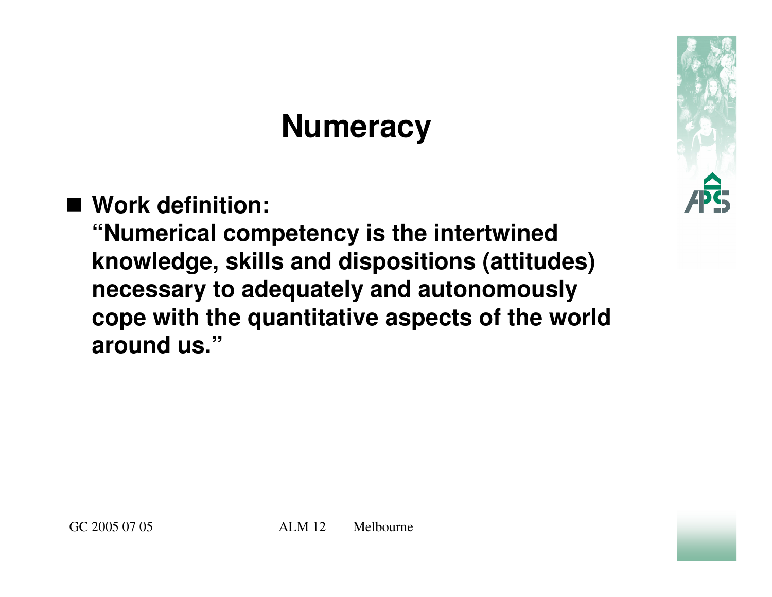# Numeracy

- **Work definition:**
  **"Numerical competency is the intertwined knowledge, skills and dispositions (attitudes) necessary to adequately and autonomously cope with the quantitative aspects of the world around us."**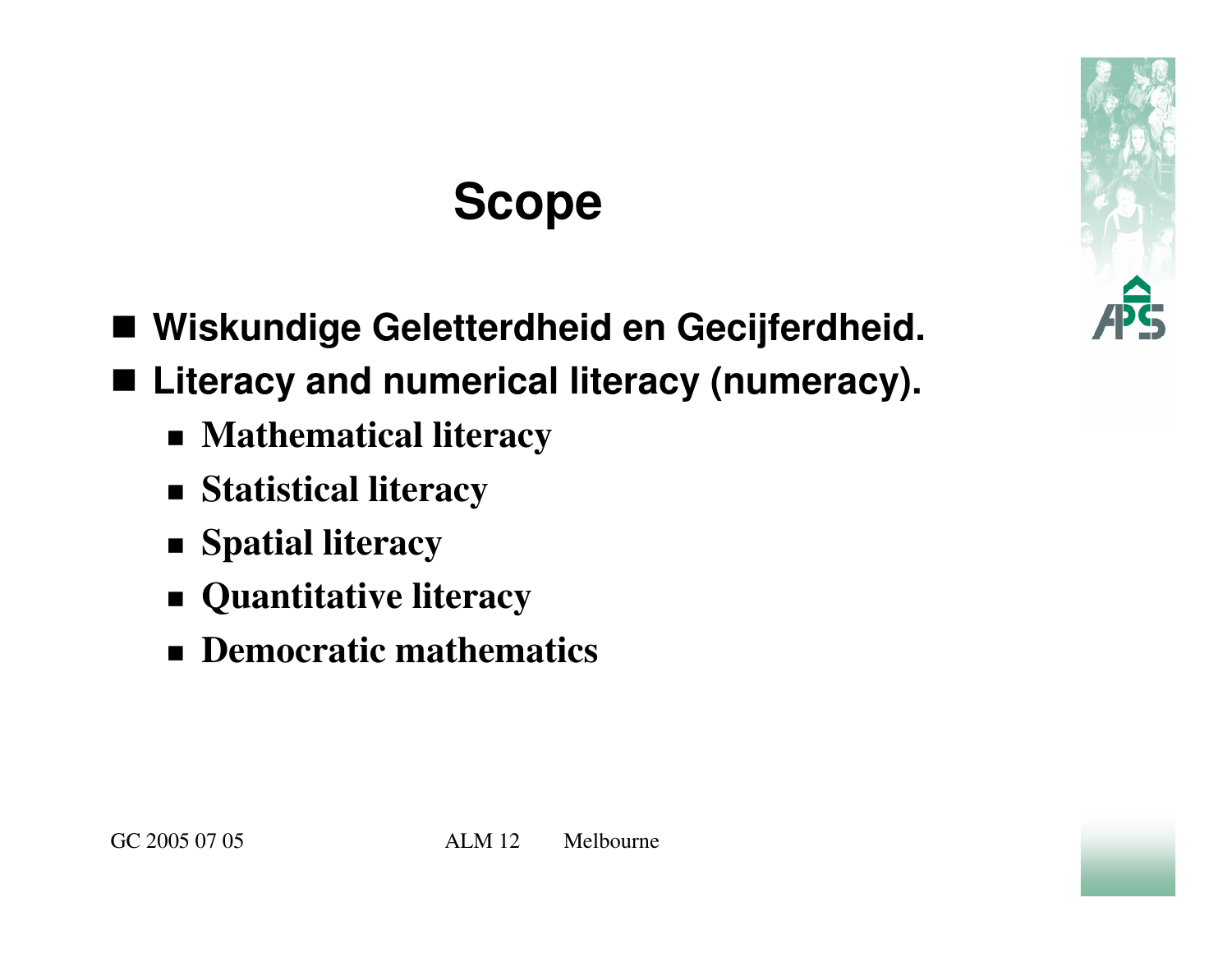# Scope

- **Wiskundige Geletterdheid en Gecijferdheid.**
- **Literacy and numerical literacy (numeracy).**
  - **Mathematical literacy**
  - **Statistical literacy**
  - **Spatial literacy**
  - **Quantitative literacy**
  - **Democratic mathematics**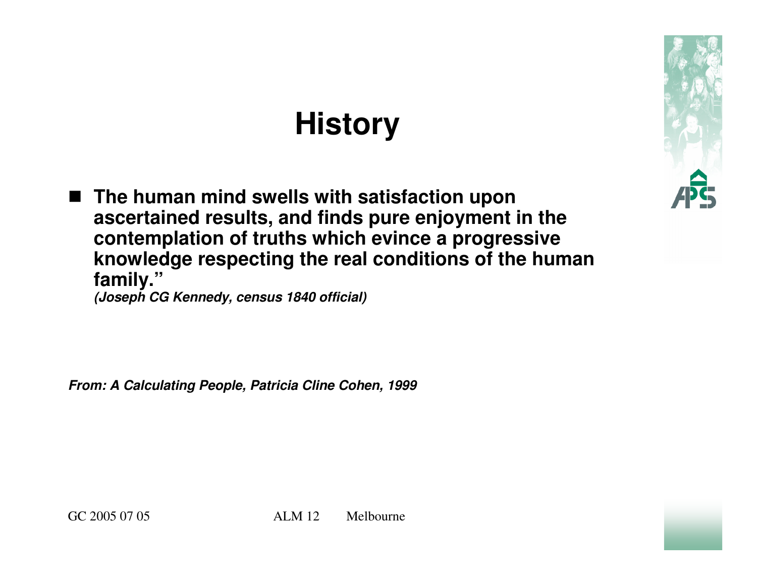# History

- **The human mind swells with satisfaction upon ascertained results, and finds pure enjoyment in the contemplation of truths which evince a progressive knowledge respecting the real conditions of the human family."**
  ***(Joseph CG Kennedy, census 1840 official)***

***From: A Calculating People, Patricia Cline Cohen, 1999***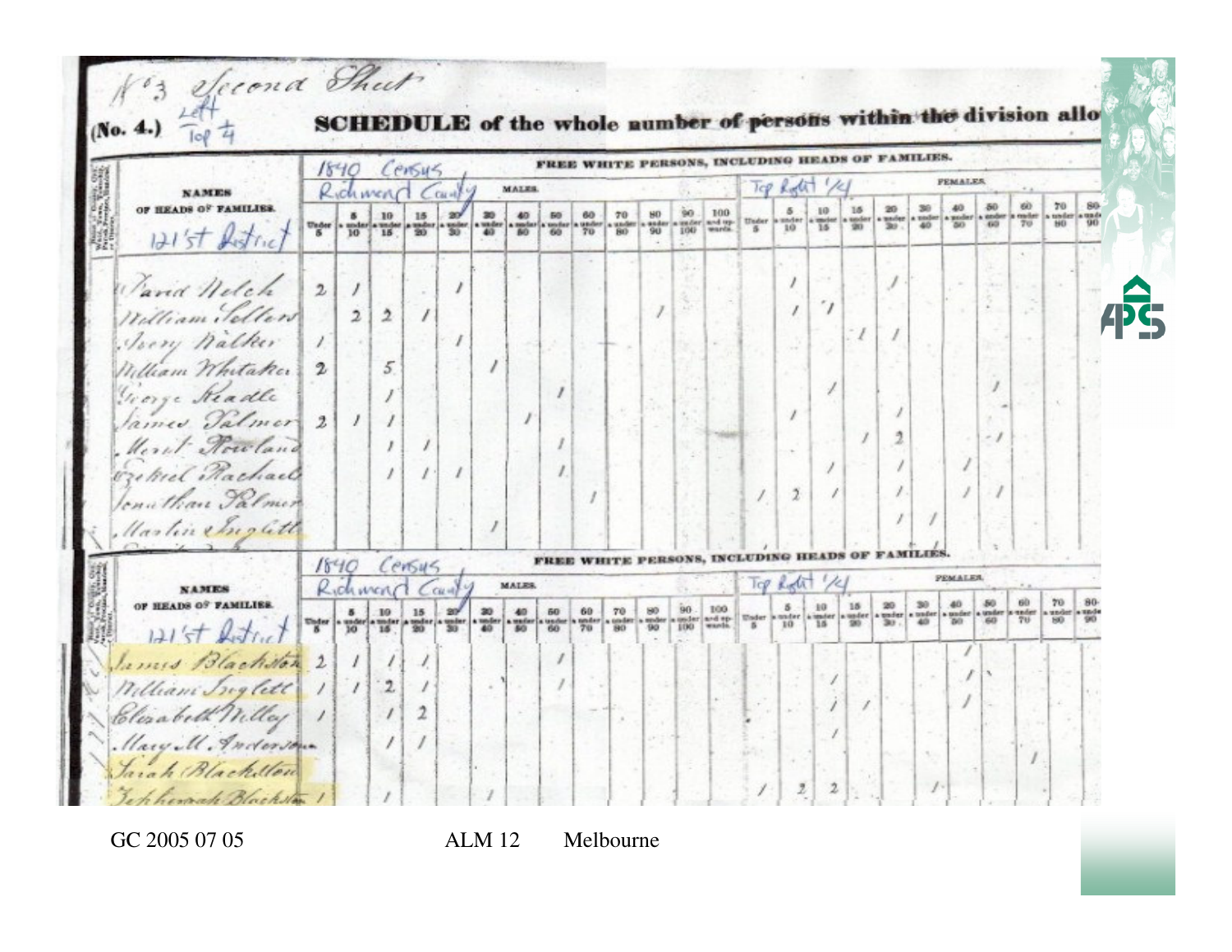No 3 Second Sheet

(No. 4.) Left Top 1/4

**SCHEDULE of the whole number of persons within the division allo**

1840 Census Richmond County — Top Right 1/4

FREE WHITE PERSONS, INCLUDING HEADS OF FAMILIES.

| NAMES OF HEADS OF FAMILIES. 121st District | MALES | | | | | | | | | | | | | FEMALES | | | | | | | | | | |
|---|---|---|---|---|---|---|---|---|---|---|---|---|---|---|---|---|---|---|---|---|---|---|---|---|
| | Under 5 | 5 & under 10 | 10 & under 15 | 15 & under 20 | 20 & under 30 | 30 & under 40 | 40 & under 50 | 50 & under 60 | 60 & under 70 | 70 & under 80 | 80 & under 90 | 90 & under 100 | 100 and upwards | Under 5 | 5 & under 10 | 10 & under 15 | 15 & under 20 | 20 & under 30 | 30 & under 40 | 40 & under 50 | 50 & under 60 | 60 & under 70 | 70 & under 80 | 80 & under 90 |
| David Welch | 2 | 1 | | | 1 | | | | | | | | | | 1 | | | 1 | | | | | | |
| William Sellers | | 2 | 2 | 1 | | | | | | | 1 | | | | 1 | 1 | | | | | | | | |
| Ivery Walker | 1 | | | | 1 | | | | | | | | | | | | 1 | 1 | | | | | | |
| William Whitaker | 2 | | 5 | | | 1 | | | | | | | | | | | | | | | | | | |
| George Readle | | | 1 | | | | | 1 | | | | | | | | 1 | | | | | 1 | | | |
| James Palmer | 2 | 1 | 1 | | | | 1 | | | | | | | | 1 | | | 1 | | | | | | |
| Merit Rowland | | | 1 | 1 | | | | 1 | | | | | | | | | 1 | 2 | | | 1 | | | |
| Ezekiel Rachael | | | 1 | 1 | 1 | | | 1 | | | | | | | | 1 | | 1 | | 1 | | | | |
| Jonathan Palmer | | | | | | | | | 1 | | | | | 1 | 2 | 1 | | 1 | | 1 | 1 | | | |
| Martin Inglett | | | | | | 1 | | | | | | | | | | | | 1 | 1 | | | | | |

1840 Census Richmond County — Top Right 1/4

FREE WHITE PERSONS, INCLUDING HEADS OF FAMILIES.

| NAMES OF HEADS OF FAMILIES. 121st District | MALES | | | | | | | | | | | | | FEMALES | | | | | | | | | | |
|---|---|---|---|---|---|---|---|---|---|---|---|---|---|---|---|---|---|---|---|---|---|---|---|---|
| | Under 5 | 5 & under 10 | 10 & under 15 | 15 & under 20 | 20 & under 30 | 30 & under 40 | 40 & under 50 | 50 & under 60 | 60 & under 70 | 70 & under 80 | 80 & under 90 | 90 & under 100 | 100 and upwards | Under 5 | 5 & under 10 | 10 & under 15 | 15 & under 20 | 20 & under 30 | 30 & under 40 | 40 & under 50 | 50 & under 60 | 60 & under 70 | 70 & under 80 | 80 & under 90 |
| James Blackston | 2 | 1 | 1 | 1 | | | | 1 | | | | | | | | | | | | 1 | | | | |
| William Inglett | 1 | 1 | 2 | 1 | | | | 1 | | | | | | | | 1 | | | | 1 | | | | |
| Elizabeth Milley | 1 | | 1 | 2 | | | | | | | | | | | | 1 | 1 | | | 1 | | | | |
| Mary M. Anderson | | | 1 | 1 | | | | | | | | | | | | 1 | | | | | | 1 | | |
| Sarah Blackston | | | | | | | | | | | | | | | | | | | | | | | | |
| Jephemiah Blackston | 1 | | 1 | | | 1 | | | | | | | | 1 | 2 | 2 | | | 1 | | | | | |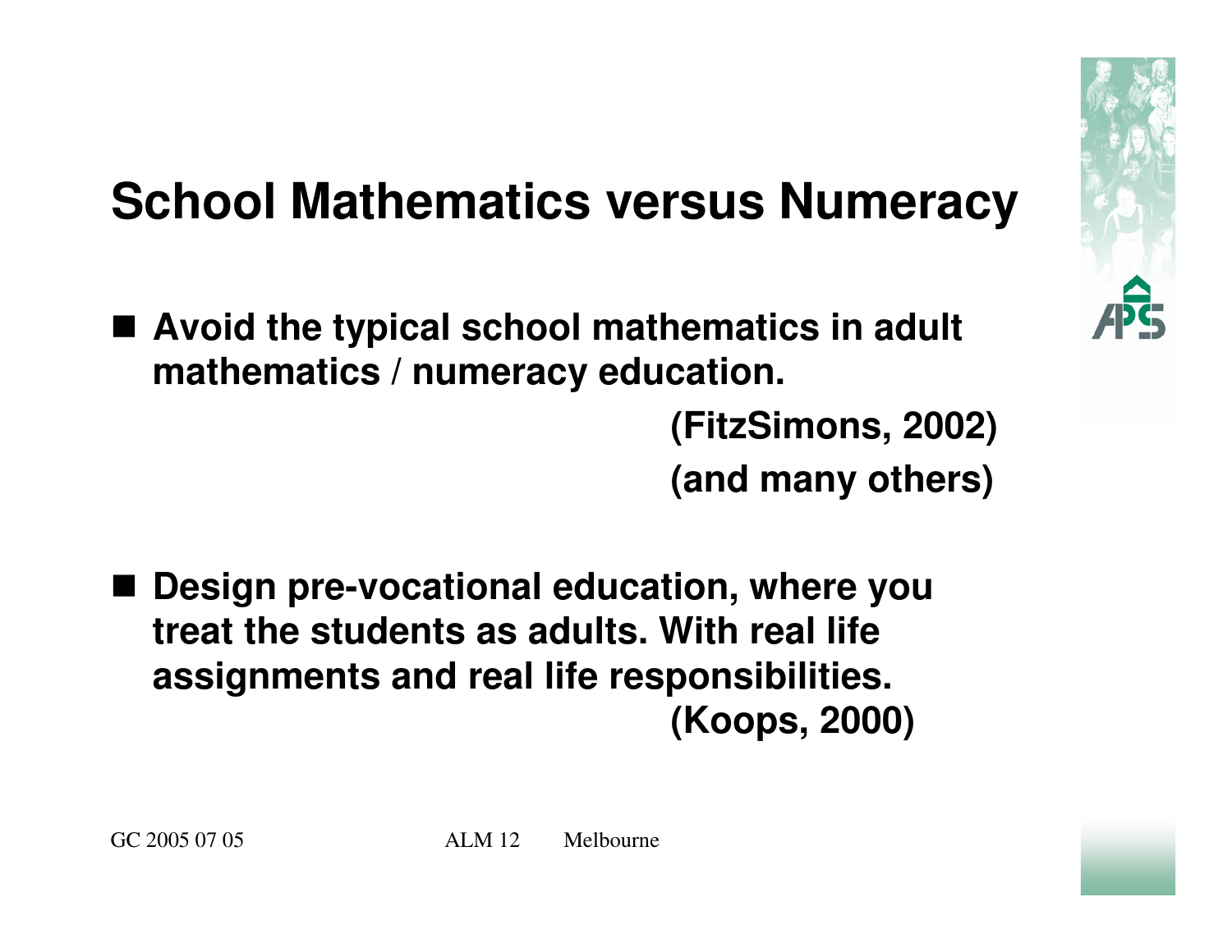# School Mathematics versus Numeracy

- **Avoid the typical school mathematics in adult mathematics / numeracy education.**

  **(FitzSimons, 2002)**
  **(and many others)**

- **Design pre-vocational education, where you treat the students as adults. With real life assignments and real life responsibilities.**

  **(Koops, 2000)**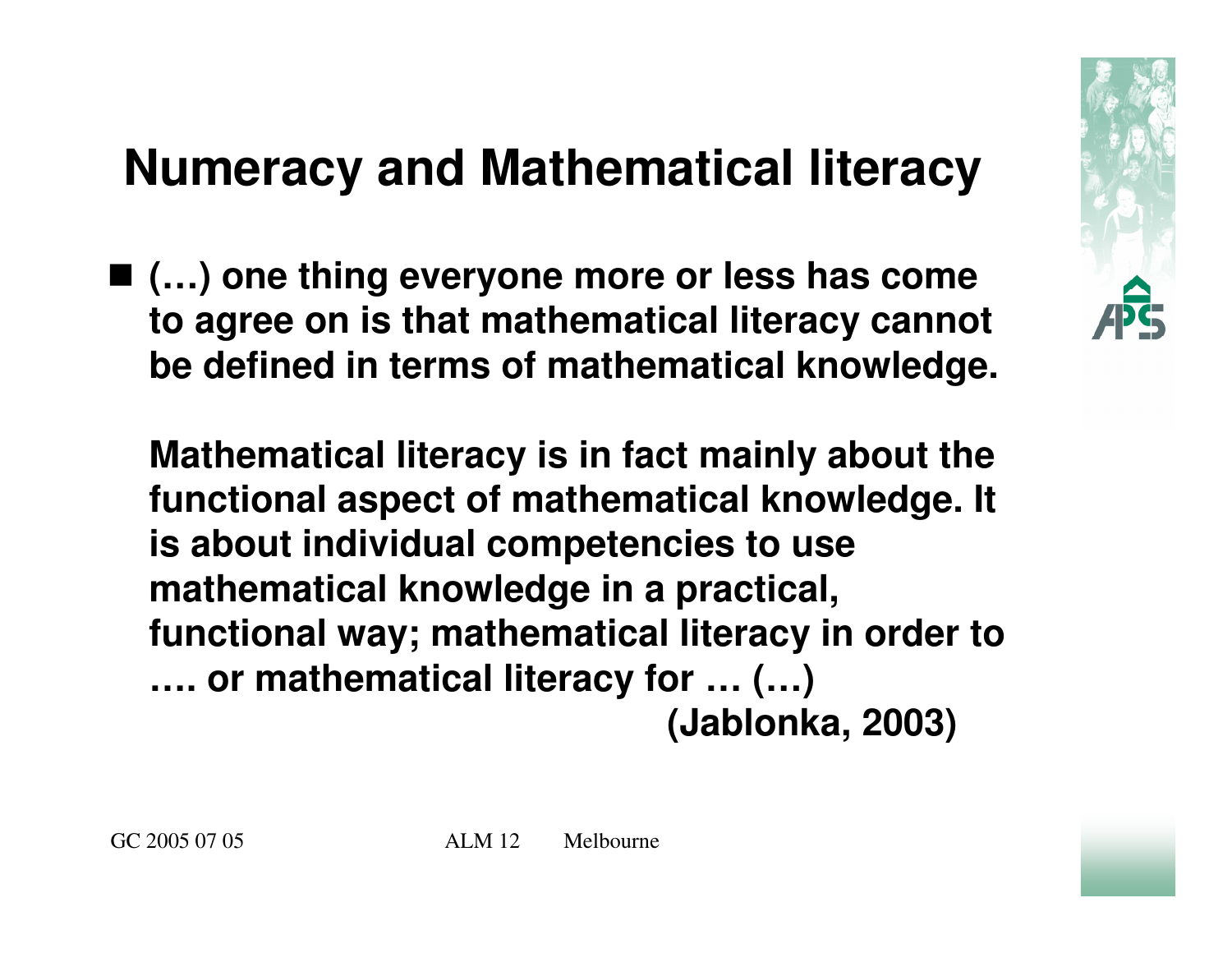# Numeracy and Mathematical literacy

- **(…) one thing everyone more or less has come to agree on is that mathematical literacy cannot be defined in terms of mathematical knowledge.**

  **Mathematical literacy is in fact mainly about the functional aspect of mathematical knowledge. It is about individual competencies to use mathematical knowledge in a practical, functional way; mathematical literacy in order to …. or mathematical literacy for … (…)**

  **(Jablonka, 2003)**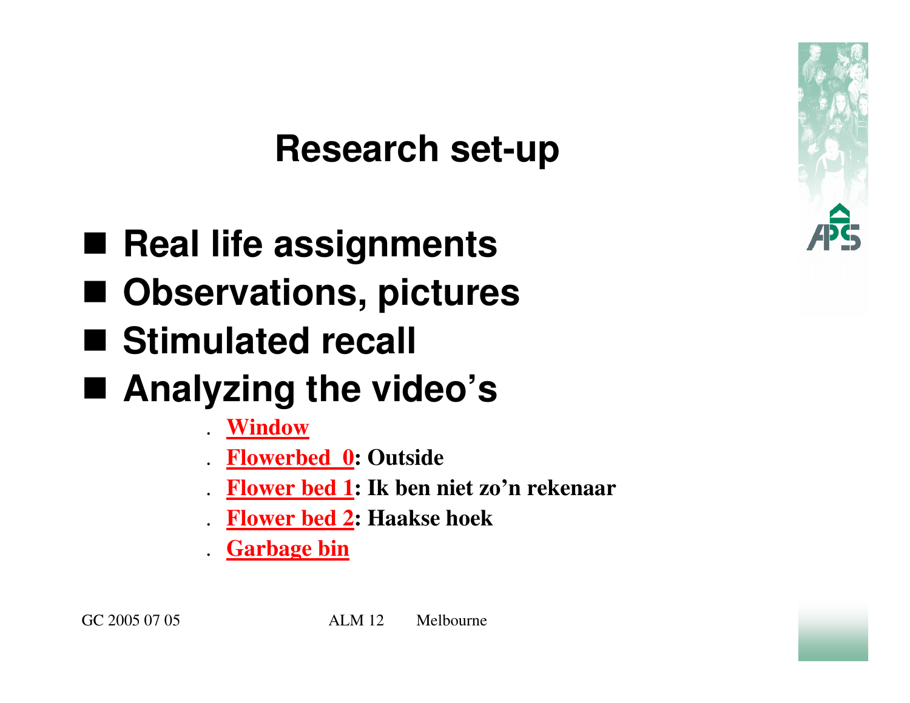# Research set-up

- **Real life assignments**
- **Observations, pictures**
- **Stimulated recall**
- **Analyzing the video's**
  - **Window**
  - **Flowerbed_0: Outside**
  - **Flower bed 1: Ik ben niet zo'n rekenaar**
  - **Flower bed 2: Haakse hoek**
  - **Garbage bin**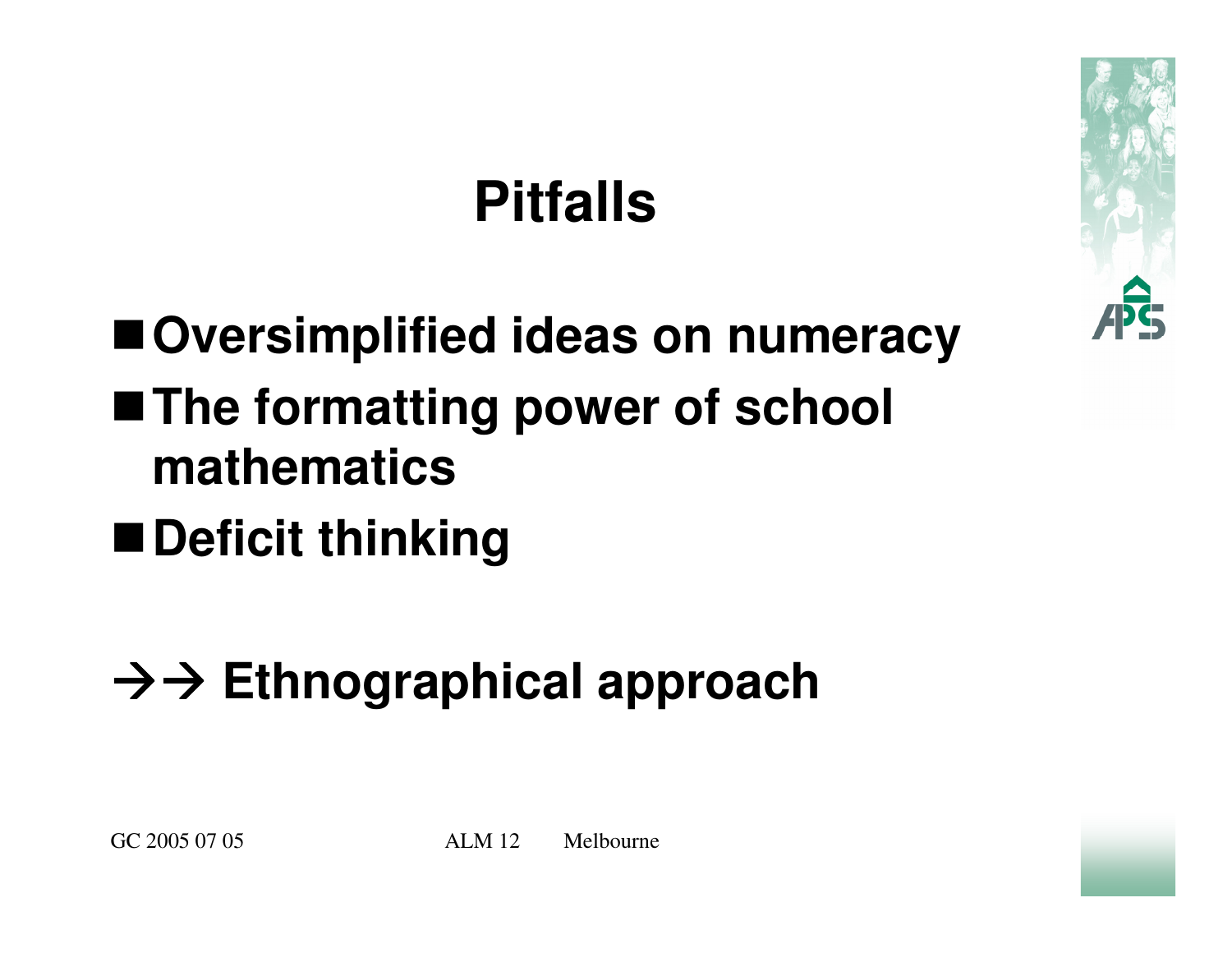# Pitfalls

- Oversimplified ideas on numeracy
- The formatting power of school mathematics
- Deficit thinking

→→ **Ethnographical approach**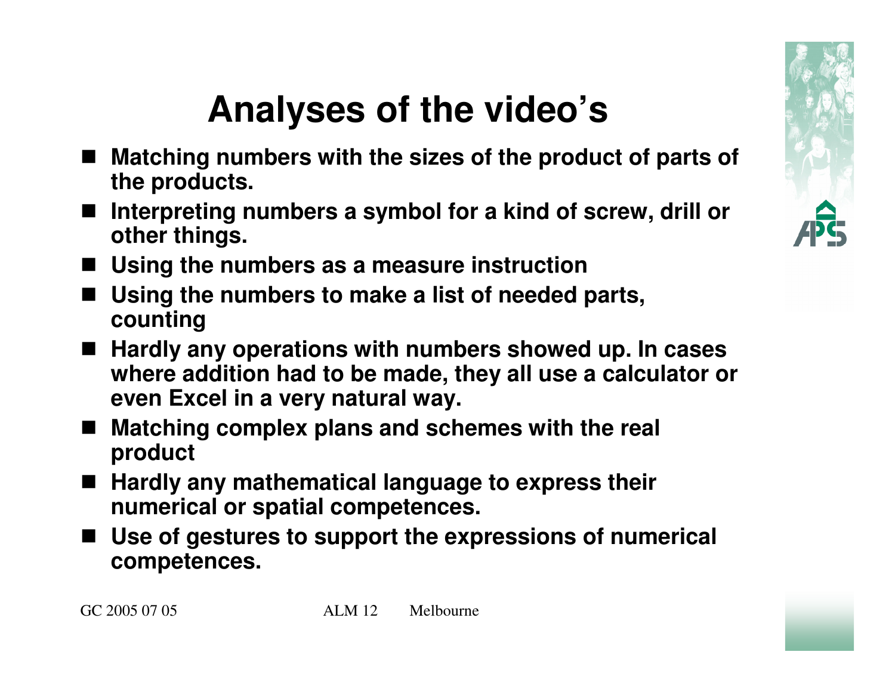# Analyses of the video's

- Matching numbers with the sizes of the product of parts of the products.
- Interpreting numbers a symbol for a kind of screw, drill or other things.
- Using the numbers as a measure instruction
- Using the numbers to make a list of needed parts, counting
- Hardly any operations with numbers showed up. In cases where addition had to be made, they all use a calculator or even Excel in a very natural way.
- Matching complex plans and schemes with the real product
- Hardly any mathematical language to express their numerical or spatial competences.
- Use of gestures to support the expressions of numerical competences.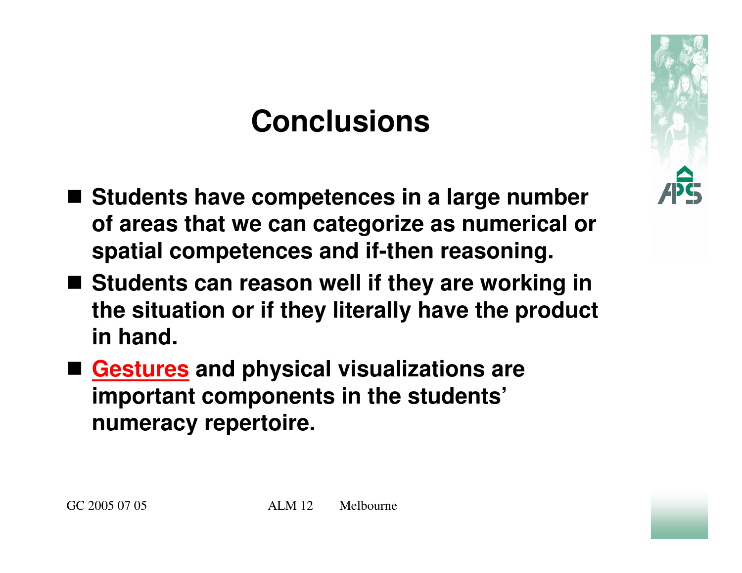# Conclusions

- **Students have competences in a large number of areas that we can categorize as numerical or spatial competences and if-then reasoning.**
- **Students can reason well if they are working in the situation or if they literally have the product in hand.**
- **Gestures and physical visualizations are important components in the students' numeracy repertoire.**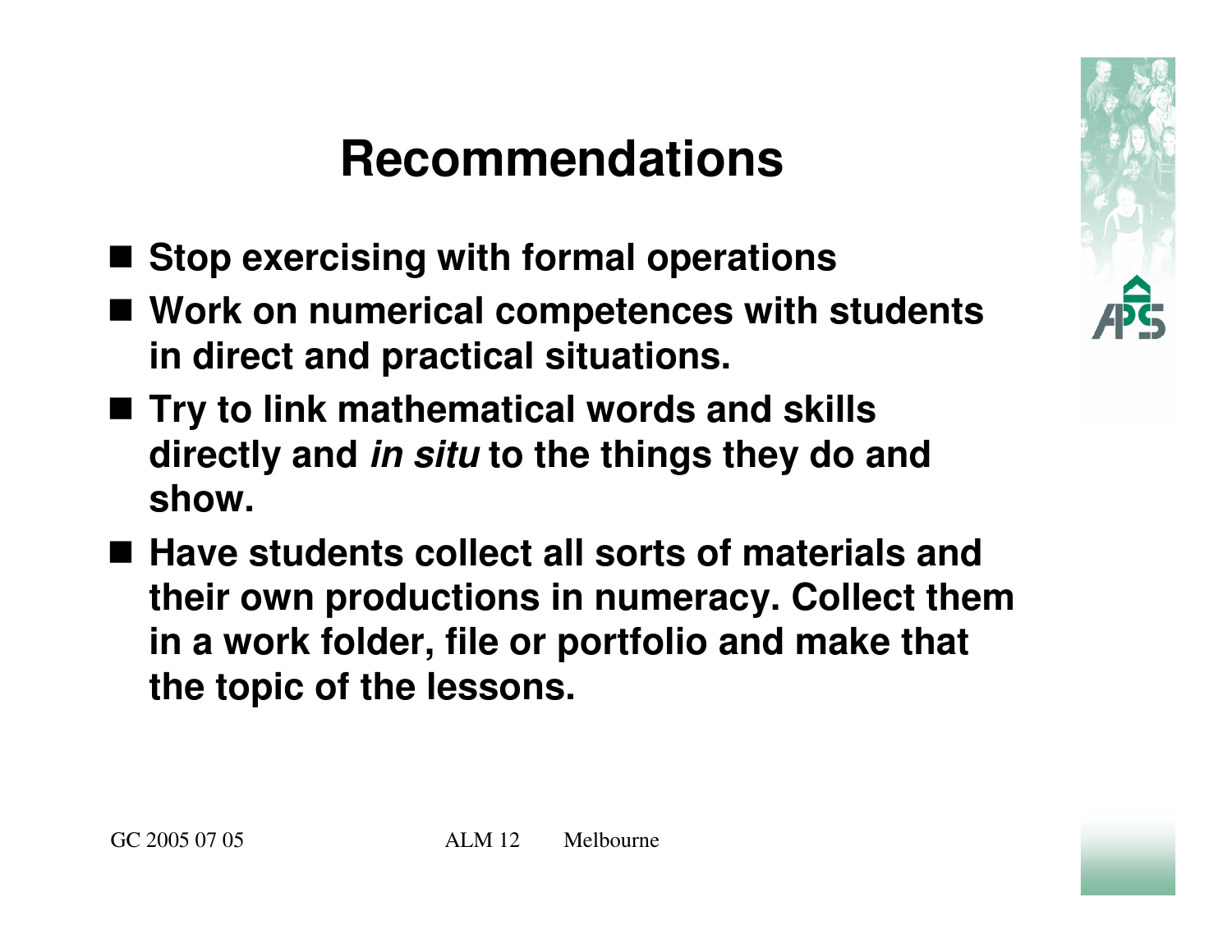# Recommendations

- Stop exercising with formal operations
- Work on numerical competences with students in direct and practical situations.
- Try to link mathematical words and skills directly and *in situ* to the things they do and show.
- Have students collect all sorts of materials and their own productions in numeracy. Collect them in a work folder, file or portfolio and make that the topic of the lessons.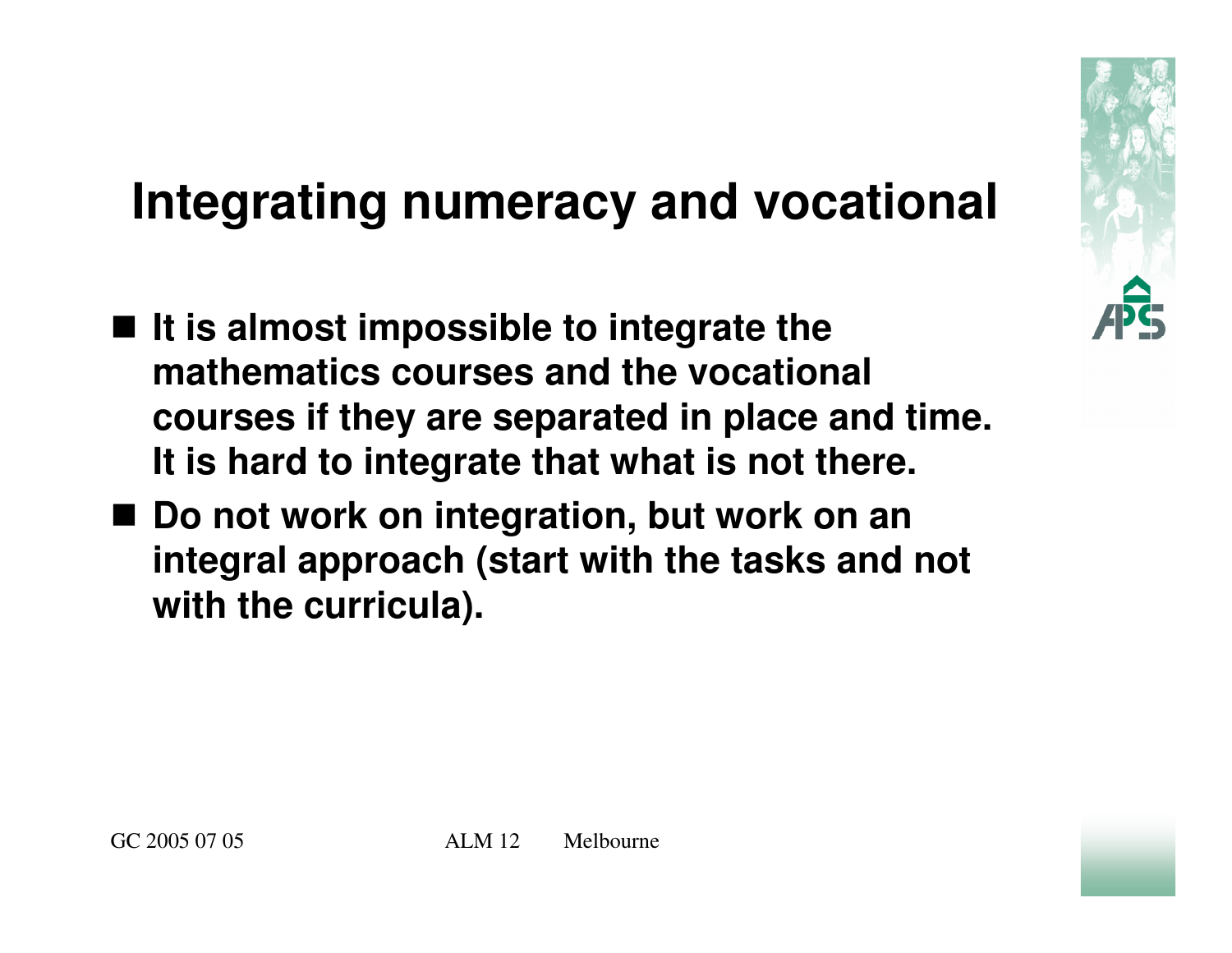# Integrating numeracy and vocational

- **It is almost impossible to integrate the mathematics courses and the vocational courses if they are separated in place and time. It is hard to integrate that what is not there.**
- **Do not work on integration, but work on an integral approach (start with the tasks and not with the curricula).**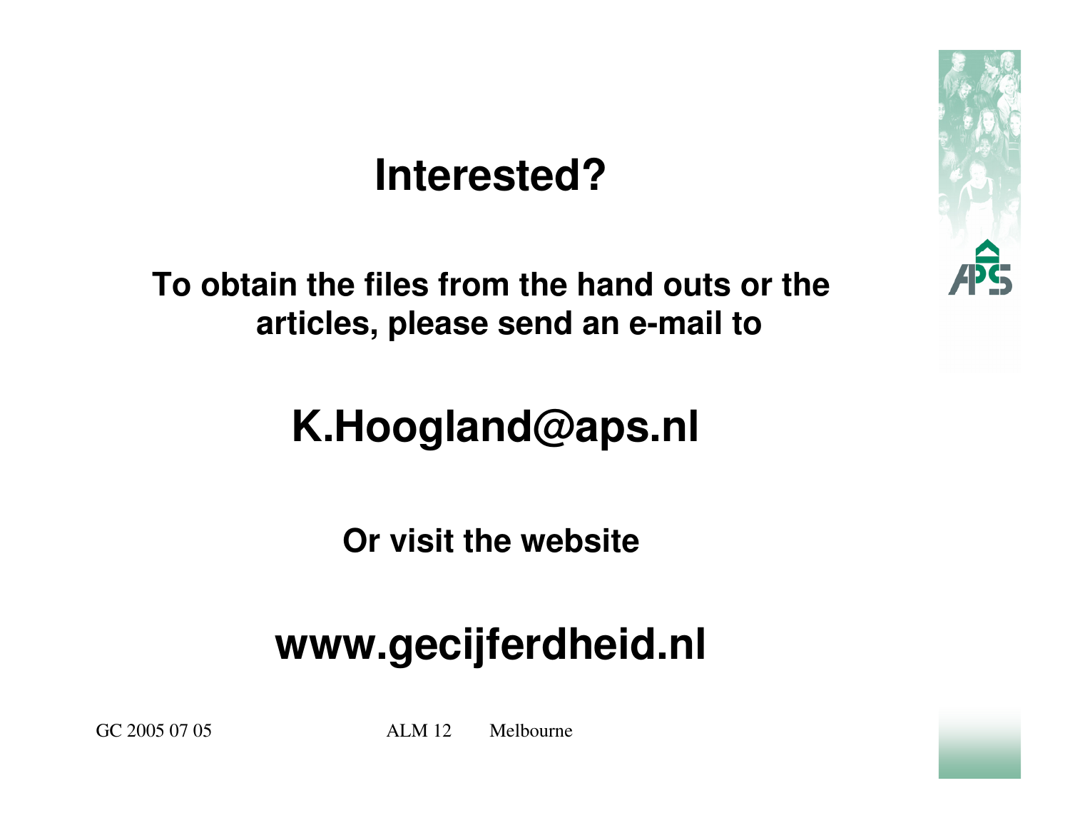# Interested?

**To obtain the files from the hand outs or the articles, please send an e-mail to**

## K.Hoogland@aps.nl

**Or visit the website**

## www.gecijferdheid.nl